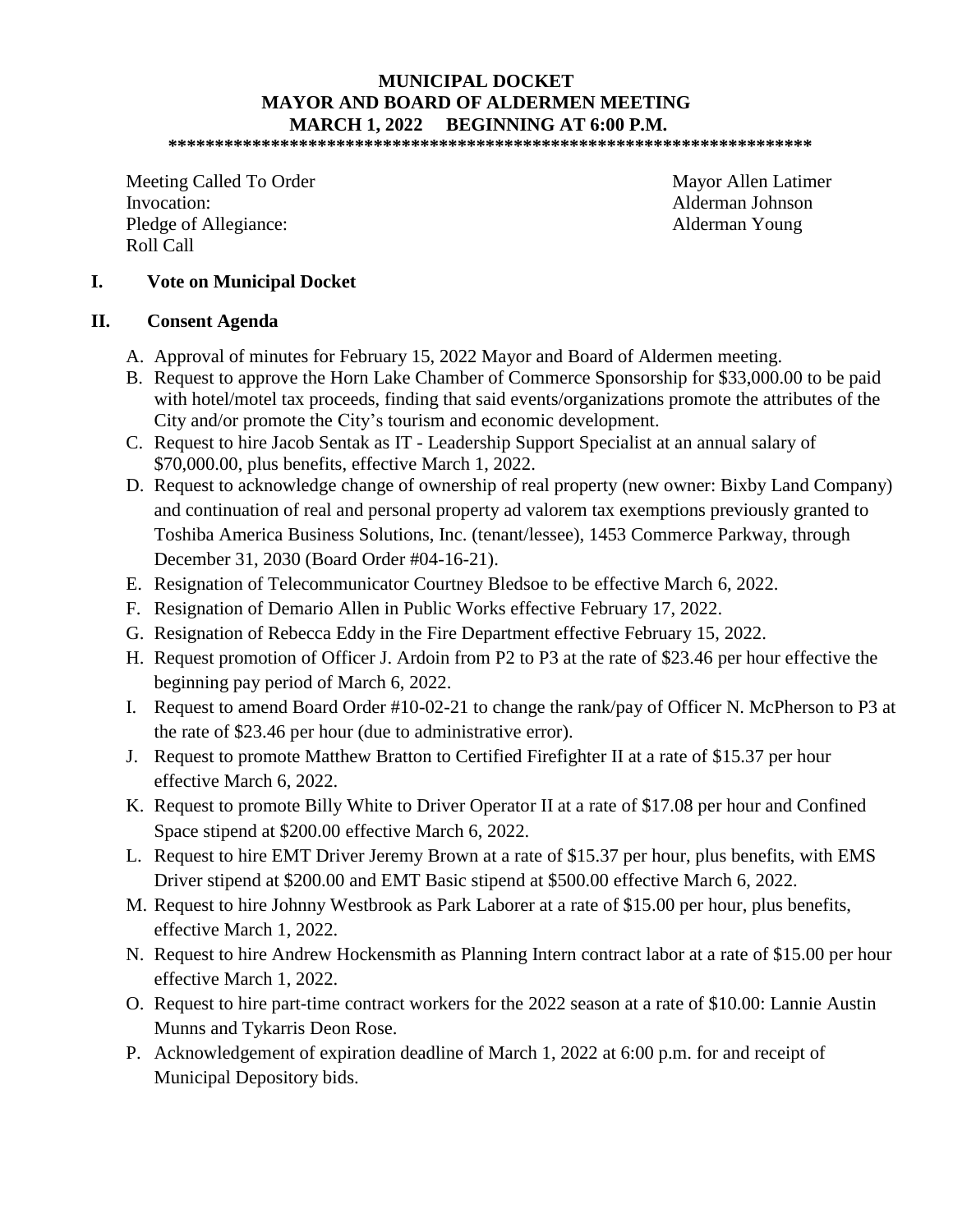**MUNICIPAL DOCKET**
**MAYOR AND BOARD OF ALDERMEN MEETING**
**MARCH 1, 2022 BEGINNING AT 6:00 P.M.**

**********************************************************************

| | |
|---|---|
| Meeting Called To Order | Mayor Allen Latimer |
| Invocation: | Alderman Johnson |
| Pledge of Allegiance: | Alderman Young |
| Roll Call | |

## I. Vote on Municipal Docket

## II. Consent Agenda

A. Approval of minutes for February 15, 2022 Mayor and Board of Aldermen meeting.

B. Request to approve the Horn Lake Chamber of Commerce Sponsorship for $33,000.00 to be paid with hotel/motel tax proceeds, finding that said events/organizations promote the attributes of the City and/or promote the City's tourism and economic development.

C. Request to hire Jacob Sentak as IT - Leadership Support Specialist at an annual salary of $70,000.00, plus benefits, effective March 1, 2022.

D. Request to acknowledge change of ownership of real property (new owner: Bixby Land Company) and continuation of real and personal property ad valorem tax exemptions previously granted to Toshiba America Business Solutions, Inc. (tenant/lessee), 1453 Commerce Parkway, through December 31, 2030 (Board Order #04-16-21).

E. Resignation of Telecommunicator Courtney Bledsoe to be effective March 6, 2022.

F. Resignation of Demario Allen in Public Works effective February 17, 2022.

G. Resignation of Rebecca Eddy in the Fire Department effective February 15, 2022.

H. Request promotion of Officer J. Ardoin from P2 to P3 at the rate of $23.46 per hour effective the beginning pay period of March 6, 2022.

I. Request to amend Board Order #10-02-21 to change the rank/pay of Officer N. McPherson to P3 at the rate of $23.46 per hour (due to administrative error).

J. Request to promote Matthew Bratton to Certified Firefighter II at a rate of $15.37 per hour effective March 6, 2022.

K. Request to promote Billy White to Driver Operator II at a rate of $17.08 per hour and Confined Space stipend at $200.00 effective March 6, 2022.

L. Request to hire EMT Driver Jeremy Brown at a rate of $15.37 per hour, plus benefits, with EMS Driver stipend at $200.00 and EMT Basic stipend at $500.00 effective March 6, 2022.

M. Request to hire Johnny Westbrook as Park Laborer at a rate of $15.00 per hour, plus benefits, effective March 1, 2022.

N. Request to hire Andrew Hockensmith as Planning Intern contract labor at a rate of $15.00 per hour effective March 1, 2022.

O. Request to hire part-time contract workers for the 2022 season at a rate of $10.00: Lannie Austin Munns and Tykarris Deon Rose.

P. Acknowledgement of expiration deadline of March 1, 2022 at 6:00 p.m. for and receipt of Municipal Depository bids.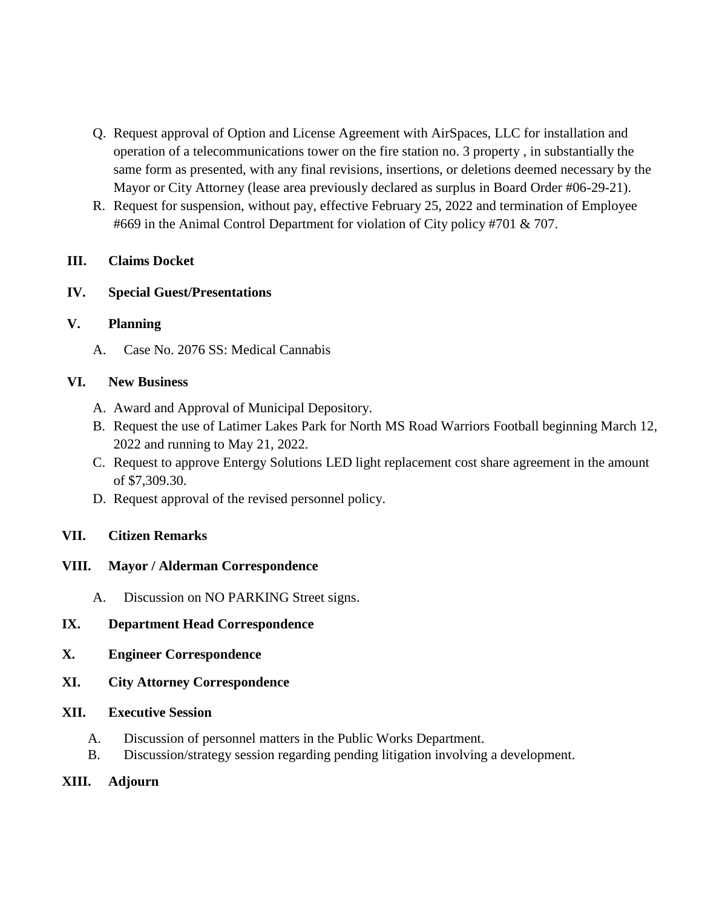Q. Request approval of Option and License Agreement with AirSpaces, LLC for installation and operation of a telecommunications tower on the fire station no. 3 property , in substantially the same form as presented, with any final revisions, insertions, or deletions deemed necessary by the Mayor or City Attorney (lease area previously declared as surplus in Board Order #06-29-21).

R. Request for suspension, without pay, effective February 25, 2022 and termination of Employee #669 in the Animal Control Department for violation of City policy #701 & 707.

**III. Claims Docket**

**IV. Special Guest/Presentations**

**V. Planning**

A. Case No. 2076 SS: Medical Cannabis

**VI. New Business**

A. Award and Approval of Municipal Depository.

B. Request the use of Latimer Lakes Park for North MS Road Warriors Football beginning March 12, 2022 and running to May 21, 2022.

C. Request to approve Entergy Solutions LED light replacement cost share agreement in the amount of $7,309.30.

D. Request approval of the revised personnel policy.

**VII. Citizen Remarks**

**VIII. Mayor / Alderman Correspondence**

A. Discussion on NO PARKING Street signs.

**IX. Department Head Correspondence**

**X. Engineer Correspondence**

**XI. City Attorney Correspondence**

**XII. Executive Session**

A. Discussion of personnel matters in the Public Works Department.

B. Discussion/strategy session regarding pending litigation involving a development.

**XIII. Adjourn**